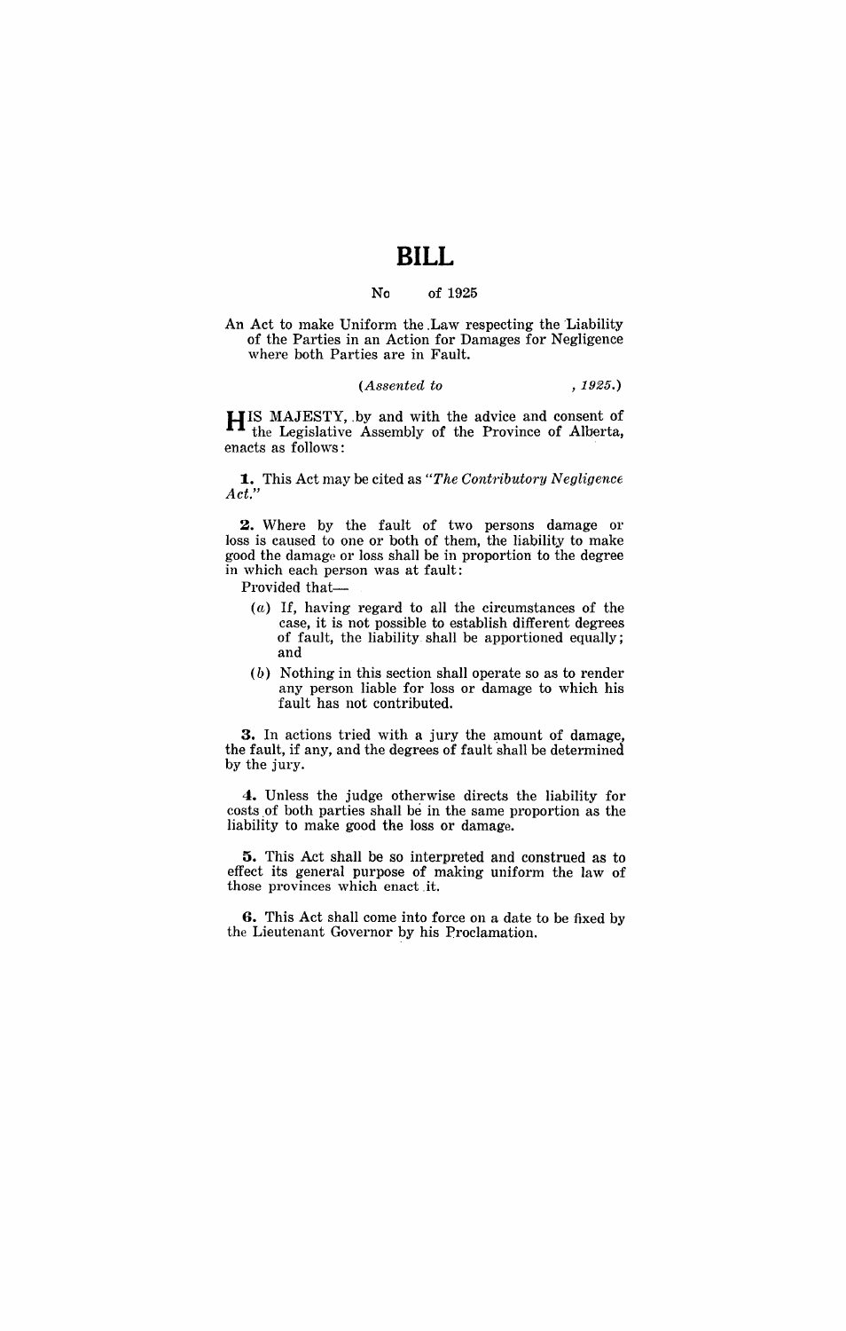# BILL

No of 1925

An Act to make Uniform the Law respecting the Liability of the Parties in an Action for Damages for Negligence where both Parties are in Fault.

*(Assented to , 1925.)*

HIS MAJESTY, by and with the advice and consent of the Legislative Assembly of the Province of Alberta, enacts as follows:

**1.** This Act may be cited as *"The Contributory Negligence Act."*

**2.** Where by the fault of two persons damage or loss is caused to one or both of them, the liability to make good the damage or loss shall be in proportion to the degree in which each person was at fault:

Provided that—

- (*a*) If, having regard to all the circumstances of the case, it is not possible to establish different degrees of fault, the liability shall be apportioned equally; and
- (*b*) Nothing in this section shall operate so as to render any person liable for loss or damage to which his fault has not contributed.

**3.** In actions tried with a jury the amount of damage, the fault, if any, and the degrees of fault shall be determined by the jury.

**4.** Unless the judge otherwise directs the liability for costs of both parties shall be in the same proportion as the liability to make good the loss or damage.

**5.** This Act shall be so interpreted and construed as to effect its general purpose of making uniform the law of those provinces which enact it.

**6.** This Act shall come into force on a date to be fixed by the Lieutenant Governor by his Proclamation.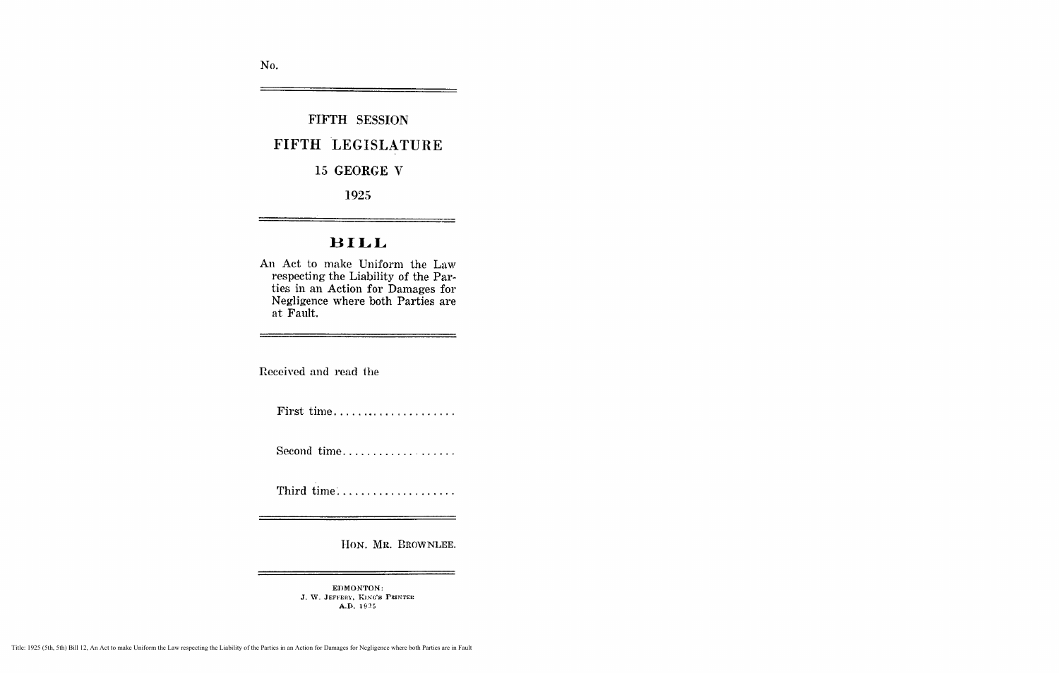No.

FIFTH SESSION

FIFTH LEGISLATURE

15 GEORGE V

1925

# BILL

An Act to make Uniform the Law respecting the Liability of the Parties in an Action for Damages for Negligence where both Parties are at Fault.

Received and read the

First time....................

Second time....................

Third time....................

HON. MR. BROWNLEE.

EDMONTON:
J. W. JEFFERY, KING'S PRINTER
A.D. 1925

Title: 1925 (5th, 5th) Bill 12, An Act to make Uniform the Law respecting the Liability of the Parties in an Action for Damages for Negligence where both Parties are in Fault